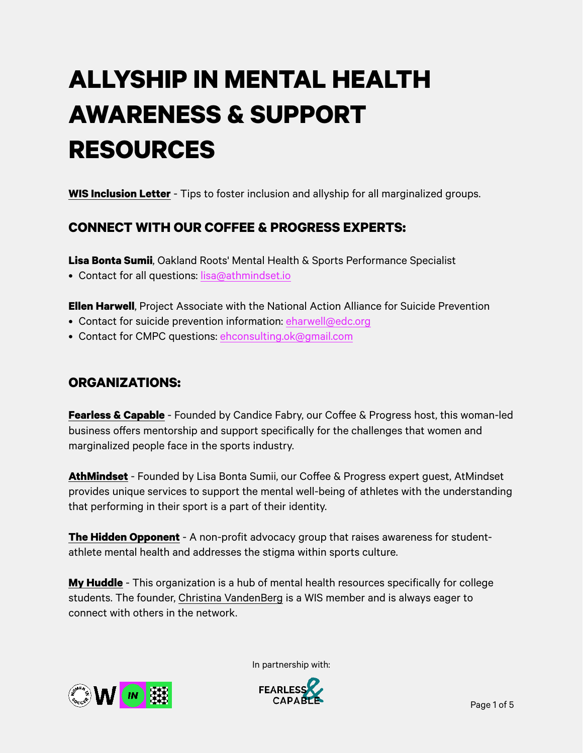# ALLYSHIP IN MENTAL HEALTH AWARENESS & SUPPORT RESOURCES

**WIS Inclusion Letter** - Tips to foster inclusion and allyship for all marginalized groups.

## CONNECT WITH OUR COFFEE & PROGRESS EXPERTS:

**Lisa Bonta Sumii**, Oakland Roots' Mental Health & Sports Performance Specialist

- Contact for all questions: lisa@athmindset.io

**Ellen Harwell**, Project Associate with the National Action Alliance for Suicide Prevention

- Contact for suicide prevention information: eharwell@edc.org
- Contact for CMPC questions: ehconsulting.ok@gmail.com

## ORGANIZATIONS:

**Fearless & Capable** - Founded by Candice Fabry, our Coffee & Progress host, this woman-led business offers mentorship and support specifically for the challenges that women and marginalized people face in the sports industry.

**AthMindset** - Founded by Lisa Bonta Sumii, our Coffee & Progress expert guest, AtMindset provides unique services to support the mental well-being of athletes with the understanding that performing in their sport is a part of their identity.

**The Hidden Opponent** - A non-profit advocacy group that raises awareness for student-athlete mental health and addresses the stigma within sports culture.

**My Huddle** - This organization is a hub of mental health resources specifically for college students. The founder, Christina VandenBerg is a WIS member and is always eager to connect with others in the network.

In partnership with: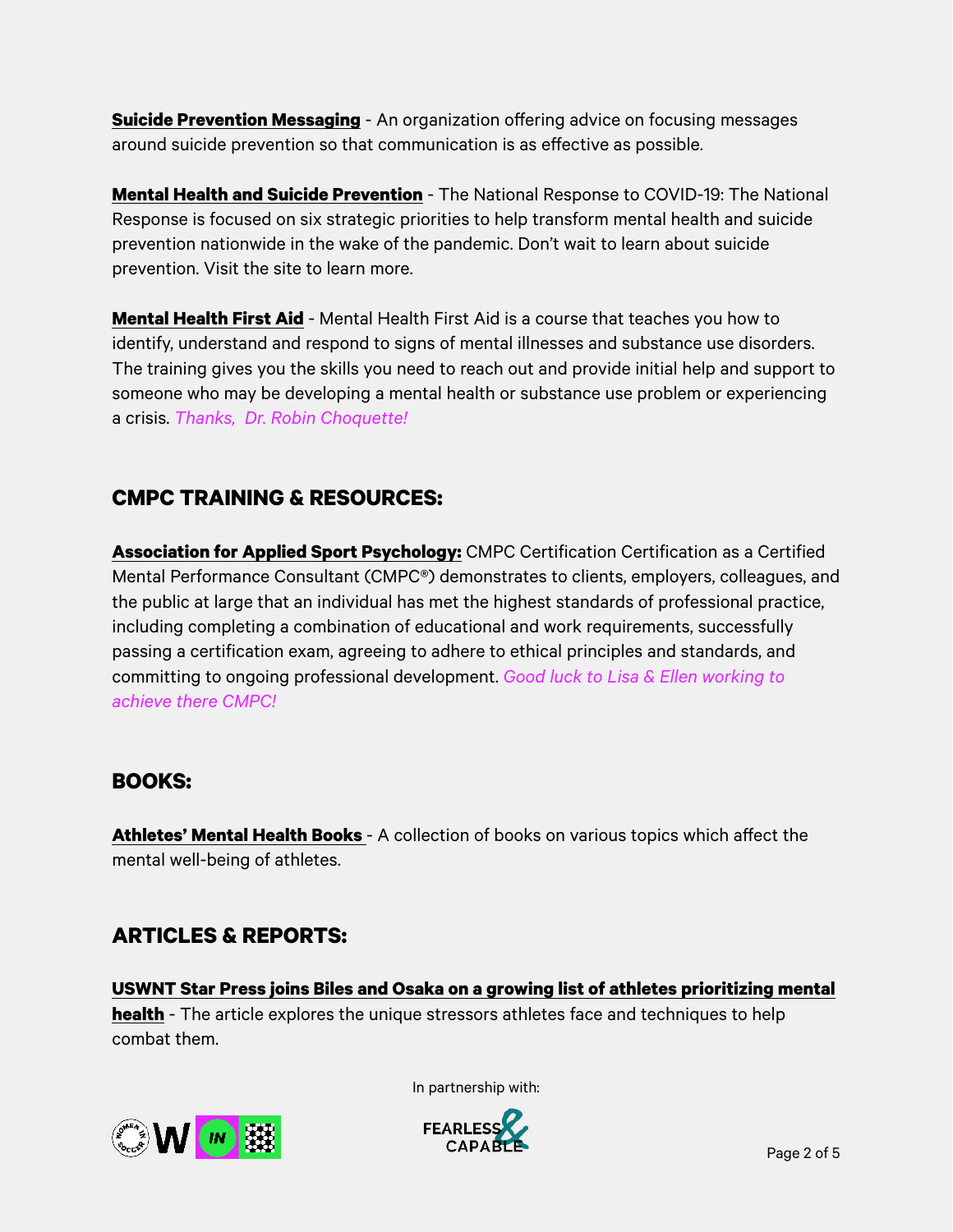**Suicide Prevention Messaging** - An organization offering advice on focusing messages around suicide prevention so that communication is as effective as possible.

**Mental Health and Suicide Prevention** - The National Response to COVID-19: The National Response is focused on six strategic priorities to help transform mental health and suicide prevention nationwide in the wake of the pandemic. Don't wait to learn about suicide prevention. Visit the site to learn more.

**Mental Health First Aid** - Mental Health First Aid is a course that teaches you how to identify, understand and respond to signs of mental illnesses and substance use disorders. The training gives you the skills you need to reach out and provide initial help and support to someone who may be developing a mental health or substance use problem or experiencing a crisis. *Thanks, Dr. Robin Choquette!*

## CMPC TRAINING & RESOURCES:

**Association for Applied Sport Psychology:** CMPC Certification Certification as a Certified Mental Performance Consultant (CMPC®) demonstrates to clients, employers, colleagues, and the public at large that an individual has met the highest standards of professional practice, including completing a combination of educational and work requirements, successfully passing a certification exam, agreeing to adhere to ethical principles and standards, and committing to ongoing professional development. *Good luck to Lisa & Ellen working to achieve there CMPC!*

## BOOKS:

**Athletes' Mental Health Books** - A collection of books on various topics which affect the mental well-being of athletes.

## ARTICLES & REPORTS:

**USWNT Star Press joins Biles and Osaka on a growing list of athletes prioritizing mental health** - The article explores the unique stressors athletes face and techniques to help combat them.

In partnership with: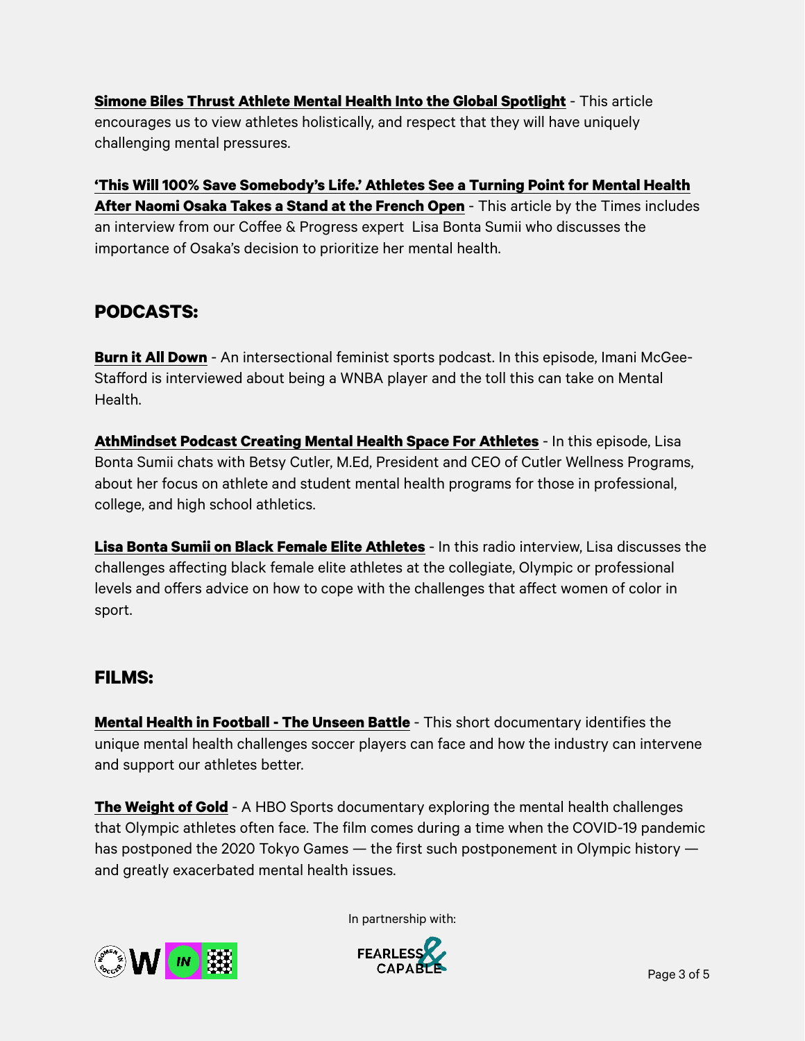**Simone Biles Thrust Athlete Mental Health Into the Global Spotlight** - This article encourages us to view athletes holistically, and respect that they will have uniquely challenging mental pressures.

**'This Will 100% Save Somebody's Life.' Athletes See a Turning Point for Mental Health After Naomi Osaka Takes a Stand at the French Open** - This article by the Times includes an interview from our Coffee & Progress expert Lisa Bonta Sumii who discusses the importance of Osaka's decision to prioritize her mental health.

## PODCASTS:

**Burn it All Down** - An intersectional feminist sports podcast. In this episode, Imani McGee-Stafford is interviewed about being a WNBA player and the toll this can take on Mental Health.

**AthMindset Podcast Creating Mental Health Space For Athletes** - In this episode, Lisa Bonta Sumii chats with Betsy Cutler, M.Ed, President and CEO of Cutler Wellness Programs, about her focus on athlete and student mental health programs for those in professional, college, and high school athletics.

**Lisa Bonta Sumii on Black Female Elite Athletes** - In this radio interview, Lisa discusses the challenges affecting black female elite athletes at the collegiate, Olympic or professional levels and offers advice on how to cope with the challenges that affect women of color in sport.

## FILMS:

**Mental Health in Football - The Unseen Battle** - This short documentary identifies the unique mental health challenges soccer players can face and how the industry can intervene and support our athletes better.

**The Weight of Gold** - A HBO Sports documentary exploring the mental health challenges that Olympic athletes often face. The film comes during a time when the COVID-19 pandemic has postponed the 2020 Tokyo Games — the first such postponement in Olympic history — and greatly exacerbated mental health issues.

In partnership with: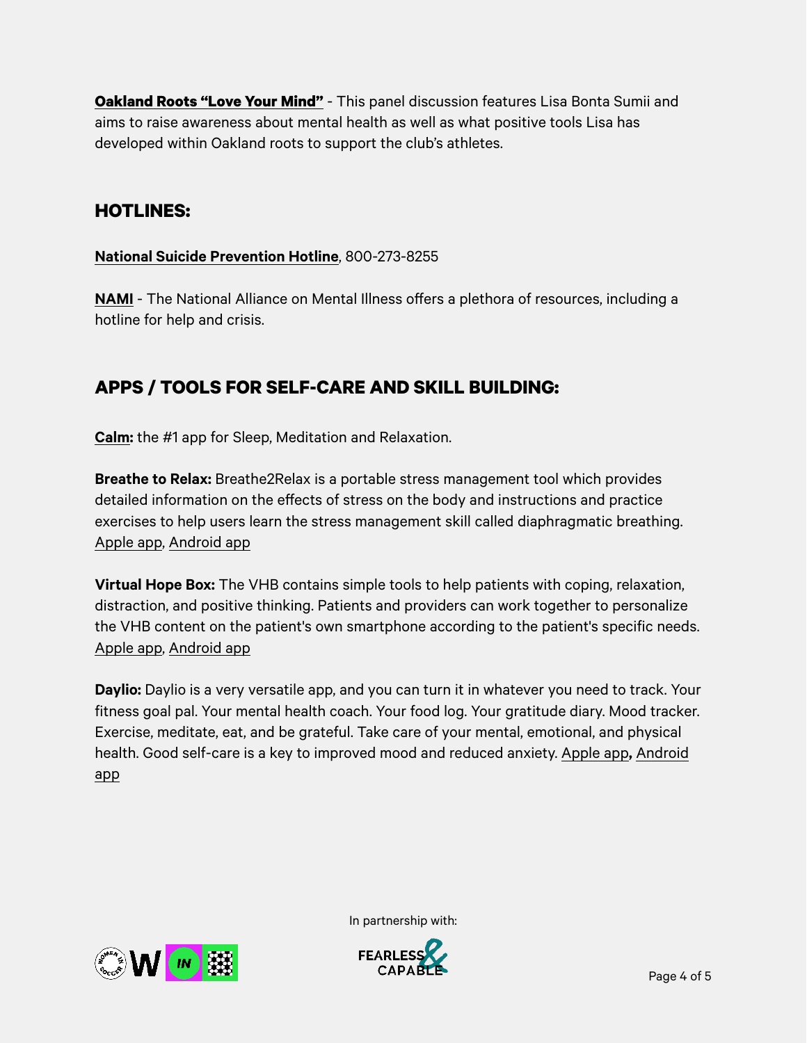**Oakland Roots "Love Your Mind"** - This panel discussion features Lisa Bonta Sumii and aims to raise awareness about mental health as well as what positive tools Lisa has developed within Oakland roots to support the club's athletes.

## HOTLINES:

**National Suicide Prevention Hotline**, 800-273-8255

**NAMI** - The National Alliance on Mental Illness offers a plethora of resources, including a hotline for help and crisis.

## APPS / TOOLS FOR SELF-CARE AND SKILL BUILDING:

**Calm:** the #1 app for Sleep, Meditation and Relaxation.

**Breathe to Relax:** Breathe2Relax is a portable stress management tool which provides detailed information on the effects of stress on the body and instructions and practice exercises to help users learn the stress management skill called diaphragmatic breathing. Apple app, Android app

**Virtual Hope Box:** The VHB contains simple tools to help patients with coping, relaxation, distraction, and positive thinking. Patients and providers can work together to personalize the VHB content on the patient's own smartphone according to the patient's specific needs. Apple app, Android app

**Daylio:** Daylio is a very versatile app, and you can turn it in whatever you need to track. Your fitness goal pal. Your mental health coach. Your food log. Your gratitude diary. Mood tracker. Exercise, meditate, eat, and be grateful. Take care of your mental, emotional, and physical health. Good self-care is a key to improved mood and reduced anxiety. Apple app**,** Android app

In partnership with: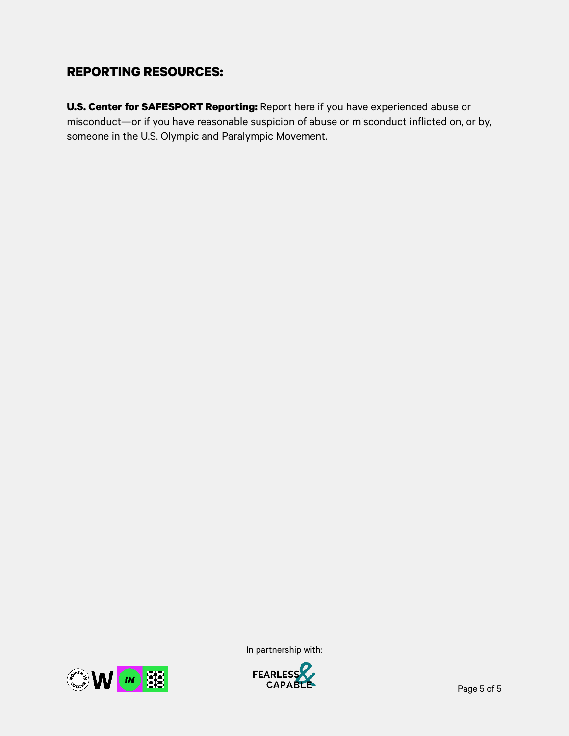## REPORTING RESOURCES:

**U.S. Center for SAFESPORT Reporting:** Report here if you have experienced abuse or misconduct—or if you have reasonable suspicion of abuse or misconduct inflicted on, or by, someone in the U.S. Olympic and Paralympic Movement.

In partnership with: